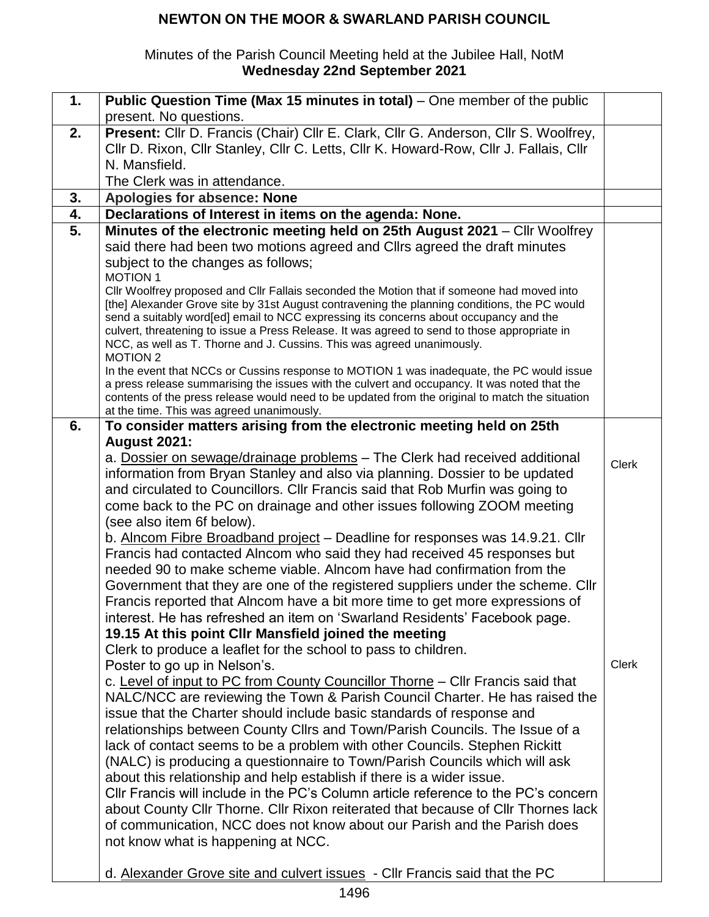# NEWTON ON THE MOOR & SWARLAND PARISH COUNCIL

Minutes of the Parish Council Meeting held at the Jubilee Hall, NotM
**Wednesday 22nd September 2021**

| | | |
|---|---|---|
| **1.** | **Public Question Time (Max 15 minutes in total)** – One member of the public present. No questions. | |
| **2.** | **Present:** Cllr D. Francis (Chair) Cllr E. Clark, Cllr G. Anderson, Cllr S. Woolfrey, Cllr D. Rixon, Cllr Stanley, Cllr C. Letts, Cllr K. Howard-Row, Cllr J. Fallais, Cllr N. Mansfield.<br>The Clerk was in attendance. | |
| **3.** | **Apologies for absence: None** | |
| **4.** | **Declarations of Interest in items on the agenda: None.** | |
| **5.** | **Minutes of the electronic meeting held on 25th August 2021** – Cllr Woolfrey said there had been two motions agreed and Cllrs agreed the draft minutes subject to the changes as follows;<br>MOTION 1<br>Cllr Woolfrey proposed and Cllr Fallais seconded the Motion that if someone had moved into [the] Alexander Grove site by 31st August contravening the planning conditions, the PC would send a suitably word[ed] email to NCC expressing its concerns about occupancy and the culvert, threatening to issue a Press Release. It was agreed to send to those appropriate in NCC, as well as T. Thorne and J. Cussins. This was agreed unanimously.<br>MOTION 2<br>In the event that NCCs or Cussins response to MOTION 1 was inadequate, the PC would issue a press release summarising the issues with the culvert and occupancy. It was noted that the contents of the press release would need to be updated from the original to match the situation at the time. This was agreed unanimously. | |
| **6.** | **To consider matters arising from the electronic meeting held on 25th August 2021:**<br>a. Dossier on sewage/drainage problems – The Clerk had received additional information from Bryan Stanley and also via planning. Dossier to be updated and circulated to Councillors. Cllr Francis said that Rob Murfin was going to come back to the PC on drainage and other issues following ZOOM meeting (see also item 6f below).<br>b. Alncom Fibre Broadband project – Deadline for responses was 14.9.21. Cllr Francis had contacted Alncom who said they had received 45 responses but needed 90 to make scheme viable. Alncom have had confirmation from the Government that they are one of the registered suppliers under the scheme. Cllr Francis reported that Alncom have a bit more time to get more expressions of interest. He has refreshed an item on 'Swarland Residents' Facebook page.<br>**19.15 At this point Cllr Mansfield joined the meeting**<br>Clerk to produce a leaflet for the school to pass to children.<br>Poster to go up in Nelson's.<br>c. Level of input to PC from County Councillor Thorne – Cllr Francis said that NALC/NCC are reviewing the Town & Parish Council Charter. He has raised the issue that the Charter should include basic standards of response and relationships between County Cllrs and Town/Parish Councils. The Issue of a lack of contact seems to be a problem with other Councils. Stephen Rickitt (NALC) is producing a questionnaire to Town/Parish Councils which will ask about this relationship and help establish if there is a wider issue.<br>Cllr Francis will include in the PC's Column article reference to the PC's concern about County Cllr Thorne. Cllr Rixon reiterated that because of Cllr Thornes lack of communication, NCC does not know about our Parish and the Parish does not know what is happening at NCC.<br><br>d. Alexander Grove site and culvert issues - Cllr Francis said that the PC | Clerk<br><br><br><br><br><br><br><br>Clerk |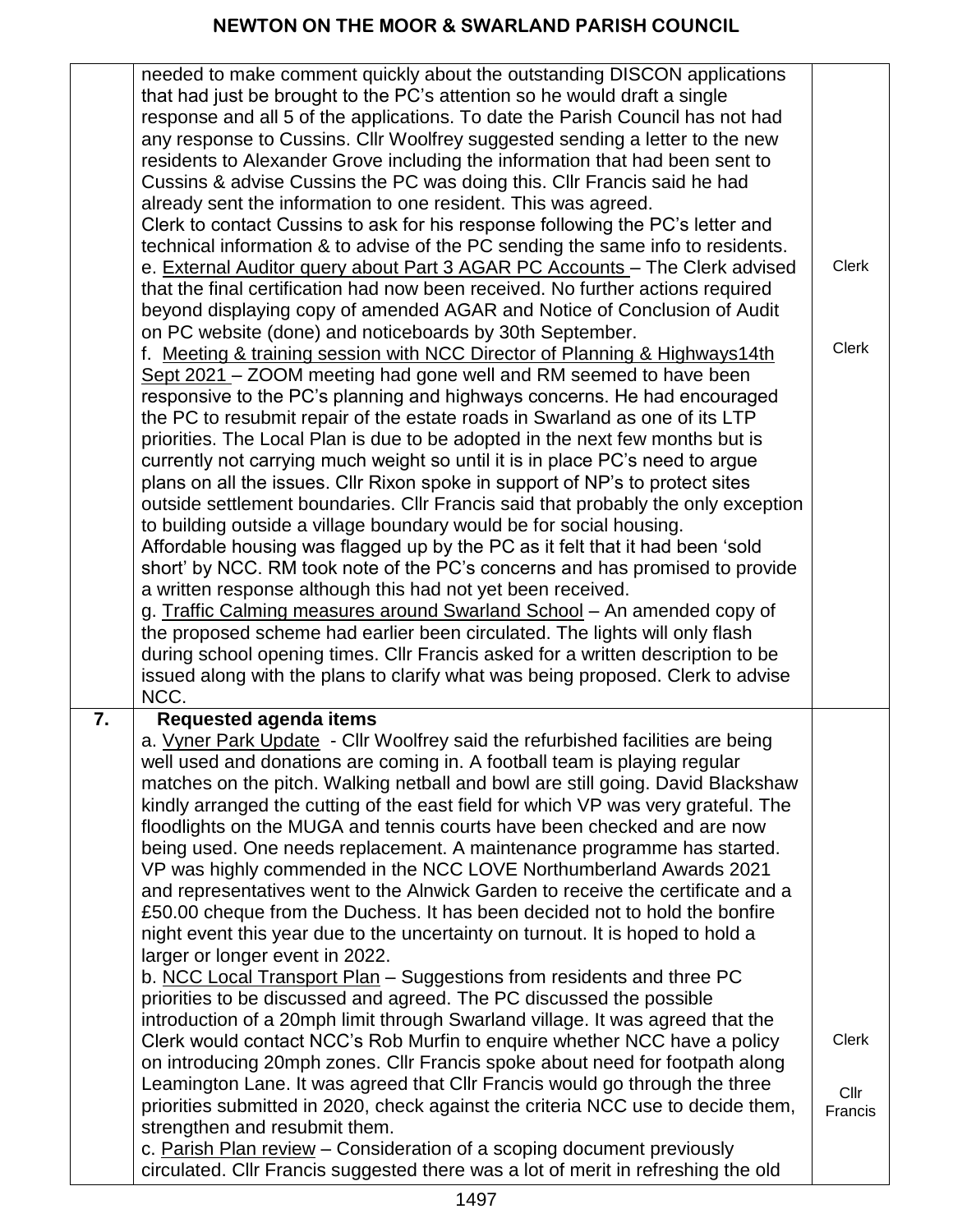| | | |
|---|---|---|
| | needed to make comment quickly about the outstanding DISCON applications that had just be brought to the PC's attention so he would draft a single response and all 5 of the applications. To date the Parish Council has not had any response to Cussins. Cllr Woolfrey suggested sending a letter to the new residents to Alexander Grove including the information that had been sent to Cussins & advise Cussins the PC was doing this. Cllr Francis said he had already sent the information to one resident. This was agreed.<br>Clerk to contact Cussins to ask for his response following the PC's letter and technical information & to advise of the PC sending the same info to residents.<br>e. External Auditor query about Part 3 AGAR PC Accounts – The Clerk advised that the final certification had now been received. No further actions required beyond displaying copy of amended AGAR and Notice of Conclusion of Audit on PC website (done) and noticeboards by 30th September.<br>f. Meeting & training session with NCC Director of Planning & Highways14th Sept 2021 – ZOOM meeting had gone well and RM seemed to have been responsive to the PC's planning and highways concerns. He had encouraged the PC to resubmit repair of the estate roads in Swarland as one of its LTP priorities. The Local Plan is due to be adopted in the next few months but is currently not carrying much weight so until it is in place PC's need to argue plans on all the issues. Cllr Rixon spoke in support of NP's to protect sites outside settlement boundaries. Cllr Francis said that probably the only exception to building outside a village boundary would be for social housing.<br>Affordable housing was flagged up by the PC as it felt that it had been 'sold short' by NCC. RM took note of the PC's concerns and has promised to provide a written response although this had not yet been received.<br>g. Traffic Calming measures around Swarland School – An amended copy of the proposed scheme had earlier been circulated. The lights will only flash during school opening times. Cllr Francis asked for a written description to be issued along with the plans to clarify what was being proposed. Clerk to advise NCC. | Clerk<br><br>Clerk |
| **7.** | **Requested agenda items**<br>a. Vyner Park Update - Cllr Woolfrey said the refurbished facilities are being well used and donations are coming in. A football team is playing regular matches on the pitch. Walking netball and bowl are still going. David Blackshaw kindly arranged the cutting of the east field for which VP was very grateful. The floodlights on the MUGA and tennis courts have been checked and are now being used. One needs replacement. A maintenance programme has started. VP was highly commended in the NCC LOVE Northumberland Awards 2021 and representatives went to the Alnwick Garden to receive the certificate and a £50.00 cheque from the Duchess. It has been decided not to hold the bonfire night event this year due to the uncertainty on turnout. It is hoped to hold a larger or longer event in 2022.<br>b. NCC Local Transport Plan – Suggestions from residents and three PC priorities to be discussed and agreed. The PC discussed the possible introduction of a 20mph limit through Swarland village. It was agreed that the Clerk would contact NCC's Rob Murfin to enquire whether NCC have a policy on introducing 20mph zones. Cllr Francis spoke about need for footpath along Leamington Lane. It was agreed that Cllr Francis would go through the three priorities submitted in 2020, check against the criteria NCC use to decide them, strengthen and resubmit them.<br>c. Parish Plan review – Consideration of a scoping document previously circulated. Cllr Francis suggested there was a lot of merit in refreshing the old | Clerk<br><br>Cllr Francis |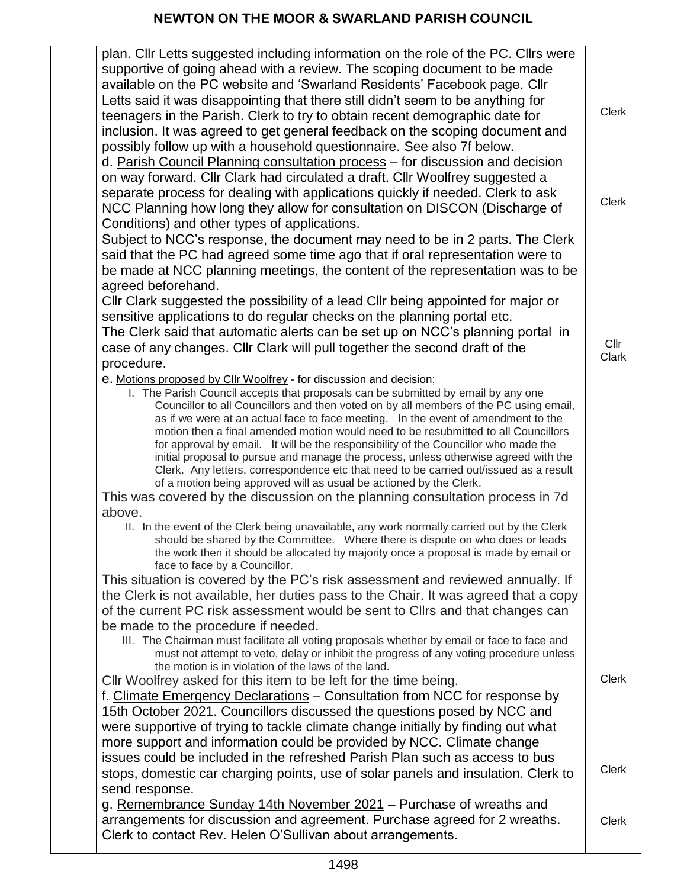| | | |
|---|---|---|
| | plan. Cllr Letts suggested including information on the role of the PC. Cllrs were supportive of going ahead with a review. The scoping document to be made available on the PC website and 'Swarland Residents' Facebook page. Cllr Letts said it was disappointing that there still didn't seem to be anything for teenagers in the Parish. Clerk to try to obtain recent demographic date for inclusion. It was agreed to get general feedback on the scoping document and possibly follow up with a household questionnaire. See also 7f below. | Clerk |
| | d. <u>Parish Council Planning consultation process</u> – for discussion and decision on way forward. Cllr Clark had circulated a draft. Cllr Woolfrey suggested a separate process for dealing with applications quickly if needed. Clerk to ask NCC Planning how long they allow for consultation on DISCON (Discharge of Conditions) and other types of applications. | Clerk |
| | Subject to NCC's response, the document may need to be in 2 parts. The Clerk said that the PC had agreed some time ago that if oral representation were to be made at NCC planning meetings, the content of the representation was to be agreed beforehand. Cllr Clark suggested the possibility of a lead Cllr being appointed for major or sensitive applications to do regular checks on the planning portal etc. The Clerk said that automatic alerts can be set up on NCC's planning portal in case of any changes. Cllr Clark will pull together the second draft of the procedure. | Cllr Clark |
| | e. <u>Motions proposed by Cllr Woolfrey</u> - for discussion and decision;<br>I. The Parish Council accepts that proposals can be submitted by email by any one Councillor to all Councillors and then voted on by all members of the PC using email, as if we were at an actual face to face meeting. In the event of amendment to the motion then a final amended motion would need to be resubmitted to all Councillors for approval by email. It will be the responsibility of the Councillor who made the initial proposal to pursue and manage the process, unless otherwise agreed with the Clerk. Any letters, correspondence etc that need to be carried out/issued as a result of a motion being approved will as usual be actioned by the Clerk.<br>This was covered by the discussion on the planning consultation process in 7d above.<br>II. In the event of the Clerk being unavailable, any work normally carried out by the Clerk should be shared by the Committee. Where there is dispute on who does or leads the work then it should be allocated by majority once a proposal is made by email or face to face by a Councillor.<br>This situation is covered by the PC's risk assessment and reviewed annually. If the Clerk is not available, her duties pass to the Chair. It was agreed that a copy of the current PC risk assessment would be sent to Cllrs and that changes can be made to the procedure if needed.<br>III. The Chairman must facilitate all voting proposals whether by email or face to face and must not attempt to veto, delay or inhibit the progress of any voting procedure unless the motion is in violation of the laws of the land.<br>Cllr Woolfrey asked for this item to be left for the time being. | Clerk |
| | f. <u>Climate Emergency Declarations</u> – Consultation from NCC for response by 15th October 2021. Councillors discussed the questions posed by NCC and were supportive of trying to tackle climate change initially by finding out what more support and information could be provided by NCC. Climate change issues could be included in the refreshed Parish Plan such as access to bus stops, domestic car charging points, use of solar panels and insulation. Clerk to send response. | Clerk |
| | g. <u>Remembrance Sunday 14th November 2021</u> – Purchase of wreaths and arrangements for discussion and agreement. Purchase agreed for 2 wreaths. Clerk to contact Rev. Helen O'Sullivan about arrangements. | Clerk |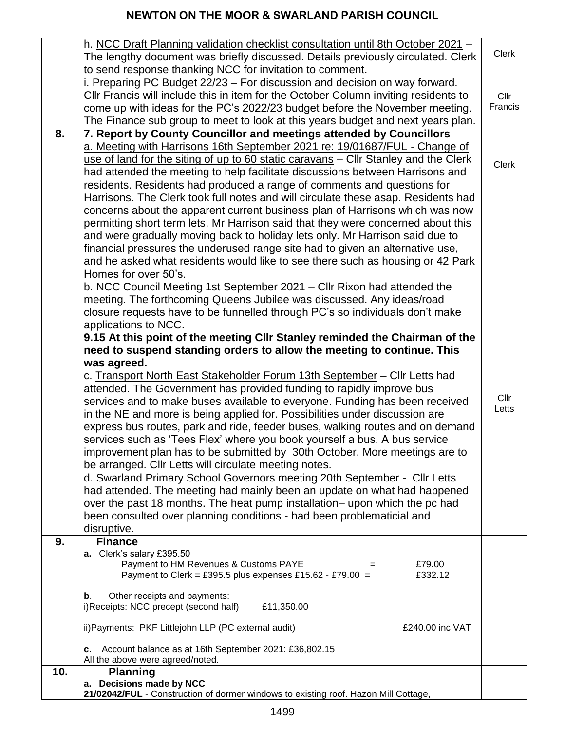| | | |
|---|---|---|
| | h. NCC Draft Planning validation checklist consultation until 8th October 2021 – The lengthy document was briefly discussed. Details previously circulated. Clerk to send response thanking NCC for invitation to comment.<br>i. Preparing PC Budget 22/23 – For discussion and decision on way forward. Cllr Francis will include this in item for the October Column inviting residents to come up with ideas for the PC's 2022/23 budget before the November meeting. The Finance sub group to meet to look at this years budget and next years plan. | Clerk<br><br>Cllr Francis |
| **8.** | **7. Report by County Councillor and meetings attended by Councillors**<br>a. Meeting with Harrisons 16th September 2021 re: 19/01687/FUL - Change of use of land for the siting of up to 60 static caravans – Cllr Stanley and the Clerk had attended the meeting to help facilitate discussions between Harrisons and residents. Residents had produced a range of comments and questions for Harrisons. The Clerk took full notes and will circulate these asap. Residents had concerns about the apparent current business plan of Harrisons which was now permitting short term lets. Mr Harrison said that they were concerned about this and were gradually moving back to holiday lets only. Mr Harrison said due to financial pressures the underused range site had to given an alternative use, and he asked what residents would like to see there such as housing or 42 Park Homes for over 50's.<br>b. NCC Council Meeting 1st September 2021 – Cllr Rixon had attended the meeting. The forthcoming Queens Jubilee was discussed. Any ideas/road closure requests have to be funnelled through PC's so individuals don't make applications to NCC.<br>**9.15 At this point of the meeting Cllr Stanley reminded the Chairman of the need to suspend standing orders to allow the meeting to continue. This was agreed.**<br>c. Transport North East Stakeholder Forum 13th September – Cllr Letts had attended. The Government has provided funding to rapidly improve bus services and to make buses available to everyone. Funding has been received in the NE and more is being applied for. Possibilities under discussion are express bus routes, park and ride, feeder buses, walking routes and on demand services such as 'Tees Flex' where you book yourself a bus. A bus service improvement plan has to be submitted by 30th October. More meetings are to be arranged. Cllr Letts will circulate meeting notes.<br>d. Swarland Primary School Governors meeting 20th September - Cllr Letts had attended. The meeting had mainly been an update on what had happened over the past 18 months. The heat pump installation– upon which the pc had been consulted over planning conditions - had been problematicial and disruptive. | Clerk<br><br>Cllr Letts |
| **9.** | **Finance**<br>**a.** Clerk's salary £395.50<br>Payment to HM Revenues & Customs PAYE = £79.00<br>Payment to Clerk = £395.5 plus expenses £15.62 - £79.00 = £332.12<br><br>**b**. Other receipts and payments:<br>i)Receipts: NCC precept (second half) £11,350.00<br><br>ii)Payments: PKF Littlejohn LLP (PC external audit) £240.00 inc VAT<br><br>**c**. Account balance as at 16th September 2021: £36,802.15<br>All the above were agreed/noted. | |
| **10.** | **Planning**<br>**a. Decisions made by NCC**<br>**21/02042/FUL** - Construction of dormer windows to existing roof. Hazon Mill Cottage, | |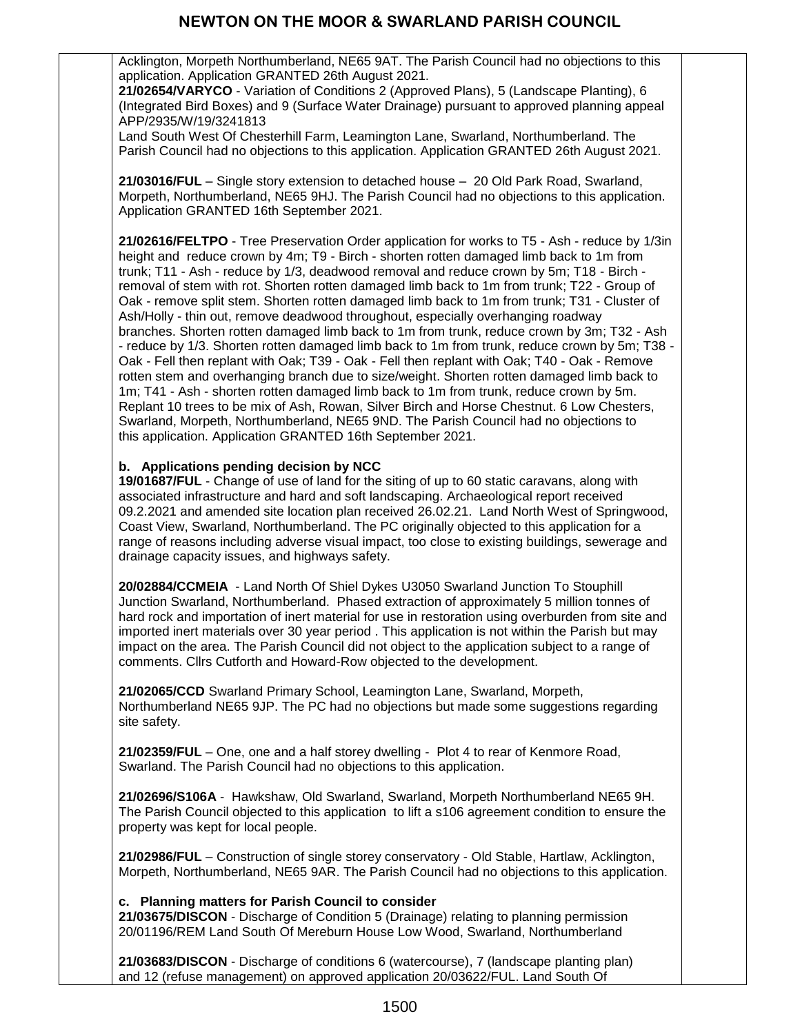Acklington, Morpeth Northumberland, NE65 9AT. The Parish Council had no objections to this application. Application GRANTED 26th August 2021.

**21/02654/VARYCO** - Variation of Conditions 2 (Approved Plans), 5 (Landscape Planting), 6 (Integrated Bird Boxes) and 9 (Surface Water Drainage) pursuant to approved planning appeal APP/2935/W/19/3241813
Land South West Of Chesterhill Farm, Leamington Lane, Swarland, Northumberland. The Parish Council had no objections to this application. Application GRANTED 26th August 2021.

**21/03016/FUL** – Single story extension to detached house – 20 Old Park Road, Swarland, Morpeth, Northumberland, NE65 9HJ. The Parish Council had no objections to this application. Application GRANTED 16th September 2021.

**21/02616/FELTPO** - Tree Preservation Order application for works to T5 - Ash - reduce by 1/3in height and reduce crown by 4m; T9 - Birch - shorten rotten damaged limb back to 1m from trunk; T11 - Ash - reduce by 1/3, deadwood removal and reduce crown by 5m; T18 - Birch - removal of stem with rot. Shorten rotten damaged limb back to 1m from trunk; T22 - Group of Oak - remove split stem. Shorten rotten damaged limb back to 1m from trunk; T31 - Cluster of Ash/Holly - thin out, remove deadwood throughout, especially overhanging roadway branches. Shorten rotten damaged limb back to 1m from trunk, reduce crown by 3m; T32 - Ash - reduce by 1/3. Shorten rotten damaged limb back to 1m from trunk, reduce crown by 5m; T38 - Oak - Fell then replant with Oak; T39 - Oak - Fell then replant with Oak; T40 - Oak - Remove rotten stem and overhanging branch due to size/weight. Shorten rotten damaged limb back to 1m; T41 - Ash - shorten rotten damaged limb back to 1m from trunk, reduce crown by 5m. Replant 10 trees to be mix of Ash, Rowan, Silver Birch and Horse Chestnut. 6 Low Chesters, Swarland, Morpeth, Northumberland, NE65 9ND. The Parish Council had no objections to this application. Application GRANTED 16th September 2021.

**b. Applications pending decision by NCC**

**19/01687/FUL** - Change of use of land for the siting of up to 60 static caravans, along with associated infrastructure and hard and soft landscaping. Archaeological report received 09.2.2021 and amended site location plan received 26.02.21. Land North West of Springwood, Coast View, Swarland, Northumberland. The PC originally objected to this application for a range of reasons including adverse visual impact, too close to existing buildings, sewerage and drainage capacity issues, and highways safety.

**20/02884/CCMEIA** - Land North Of Shiel Dykes U3050 Swarland Junction To Stouphill Junction Swarland, Northumberland. Phased extraction of approximately 5 million tonnes of hard rock and importation of inert material for use in restoration using overburden from site and imported inert materials over 30 year period . This application is not within the Parish but may impact on the area. The Parish Council did not object to the application subject to a range of comments. Cllrs Cutforth and Howard-Row objected to the development.

**21/02065/CCD** Swarland Primary School, Leamington Lane, Swarland, Morpeth, Northumberland NE65 9JP. The PC had no objections but made some suggestions regarding site safety.

**21/02359/FUL** – One, one and a half storey dwelling - Plot 4 to rear of Kenmore Road, Swarland. The Parish Council had no objections to this application.

**21/02696/S106A** - Hawkshaw, Old Swarland, Swarland, Morpeth Northumberland NE65 9H. The Parish Council objected to this application to lift a s106 agreement condition to ensure the property was kept for local people.

**21/02986/FUL** – Construction of single storey conservatory - Old Stable, Hartlaw, Acklington, Morpeth, Northumberland, NE65 9AR. The Parish Council had no objections to this application.

**c. Planning matters for Parish Council to consider**

**21/03675/DISCON** - Discharge of Condition 5 (Drainage) relating to planning permission 20/01196/REM Land South Of Mereburn House Low Wood, Swarland, Northumberland

**21/03683/DISCON** - Discharge of conditions 6 (watercourse), 7 (landscape planting plan) and 12 (refuse management) on approved application 20/03622/FUL. Land South Of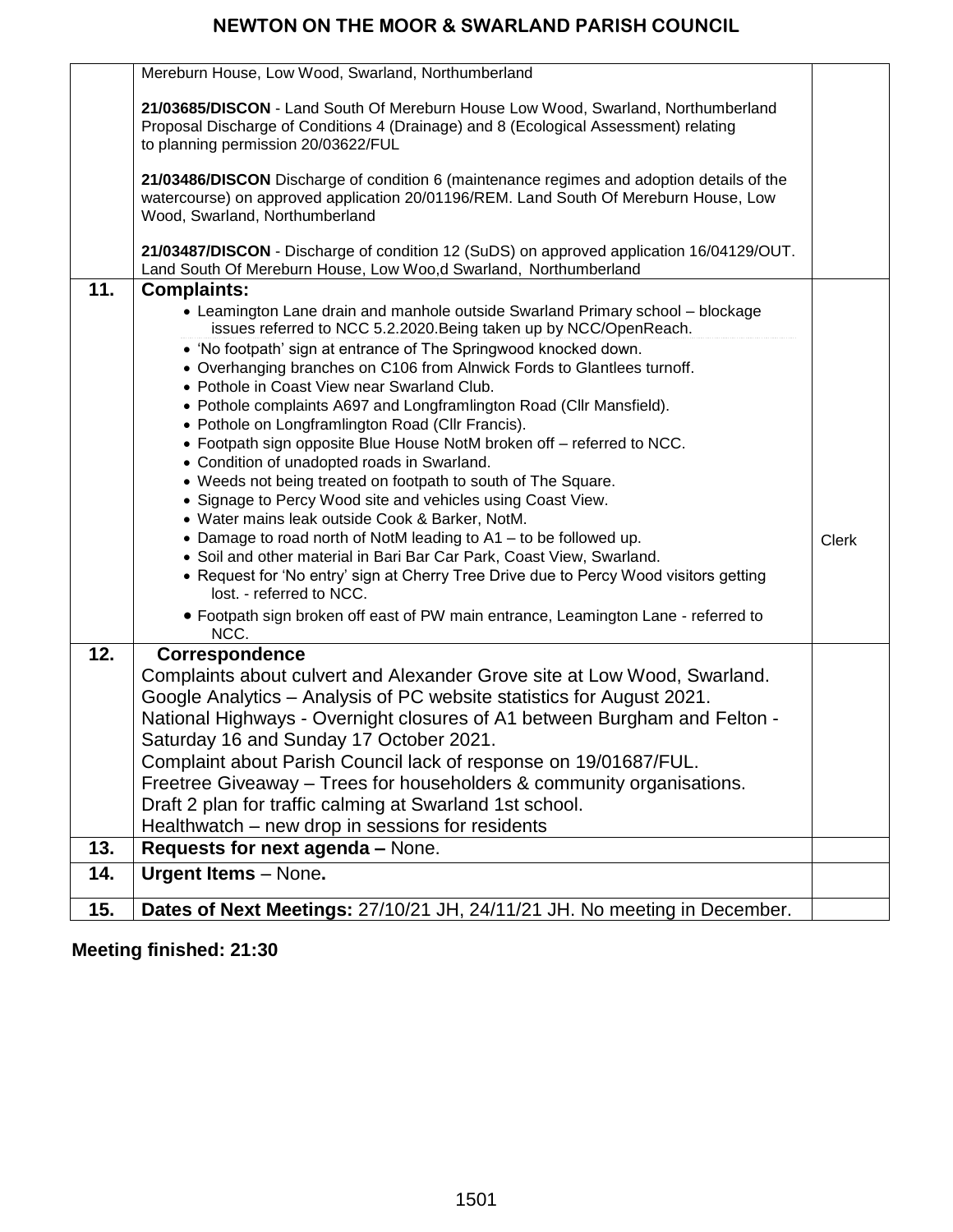| | | |
|---|---|---|
| | Mereburn House, Low Wood, Swarland, Northumberland<br><br>**21/03685/DISCON** - Land South Of Mereburn House Low Wood, Swarland, Northumberland Proposal Discharge of Conditions 4 (Drainage) and 8 (Ecological Assessment) relating to planning permission 20/03622/FUL<br><br>**21/03486/DISCON** Discharge of condition 6 (maintenance regimes and adoption details of the watercourse) on approved application 20/01196/REM. Land South Of Mereburn House, Low Wood, Swarland, Northumberland<br><br>**21/03487/DISCON** - Discharge of condition 12 (SuDS) on approved application 16/04129/OUT. Land South Of Mereburn House, Low Woo,d Swarland, Northumberland | |
| **11.** | **Complaints:**<br>• Leamington Lane drain and manhole outside Swarland Primary school – blockage issues referred to NCC 5.2.2020.Being taken up by NCC/OpenReach.<br>• 'No footpath' sign at entrance of The Springwood knocked down.<br>• Overhanging branches on C106 from Alnwick Fords to Glantlees turnoff.<br>• Pothole in Coast View near Swarland Club.<br>• Pothole complaints A697 and Longframlington Road (Cllr Mansfield).<br>• Pothole on Longframlington Road (Cllr Francis).<br>• Footpath sign opposite Blue House NotM broken off – referred to NCC.<br>• Condition of unadopted roads in Swarland.<br>• Weeds not being treated on footpath to south of The Square.<br>• Signage to Percy Wood site and vehicles using Coast View.<br>• Water mains leak outside Cook & Barker, NotM.<br>• Damage to road north of NotM leading to A1 – to be followed up.<br>• Soil and other material in Bari Bar Car Park, Coast View, Swarland.<br>• Request for 'No entry' sign at Cherry Tree Drive due to Percy Wood visitors getting lost. - referred to NCC.<br>• Footpath sign broken off east of PW main entrance, Leamington Lane - referred to NCC. | Clerk |
| **12.** | **Correspondence**<br>Complaints about culvert and Alexander Grove site at Low Wood, Swarland.<br>Google Analytics – Analysis of PC website statistics for August 2021.<br>National Highways - Overnight closures of A1 between Burgham and Felton - Saturday 16 and Sunday 17 October 2021.<br>Complaint about Parish Council lack of response on 19/01687/FUL.<br>Freetree Giveaway – Trees for householders & community organisations.<br>Draft 2 plan for traffic calming at Swarland 1st school.<br>Healthwatch – new drop in sessions for residents | |
| **13.** | **Requests for next agenda –** None. | |
| **14.** | **Urgent Items** – None**.** | |
| **15.** | **Dates of Next Meetings:** 27/10/21 JH, 24/11/21 JH. No meeting in December. | |

**Meeting finished: 21:30**